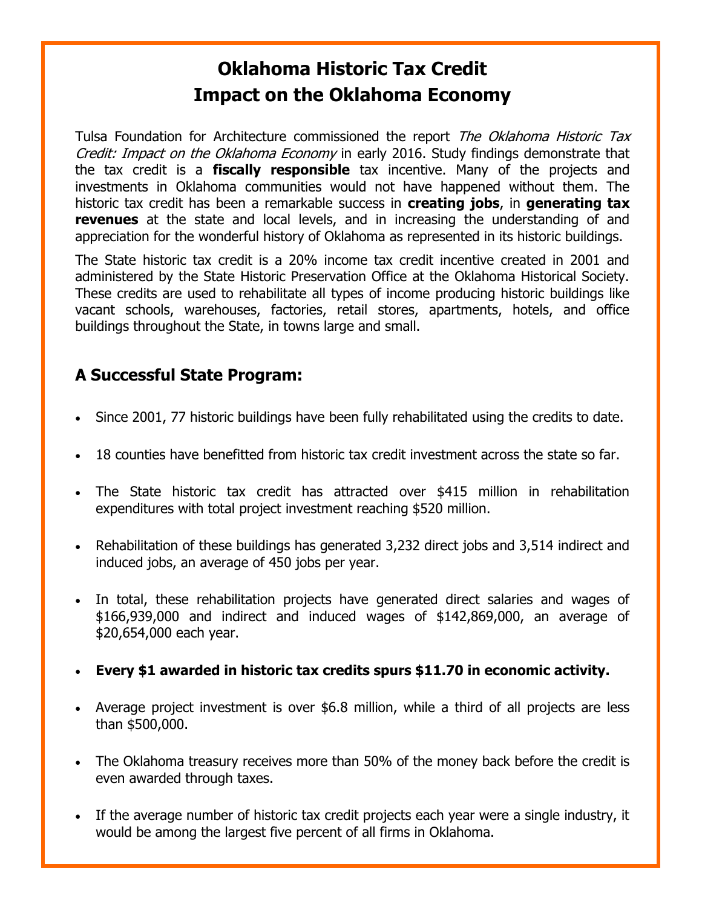# Oklahoma Historic Tax Credit
# Impact on the Oklahoma Economy

Tulsa Foundation for Architecture commissioned the report *The Oklahoma Historic Tax Credit: Impact on the Oklahoma Economy* in early 2016. Study findings demonstrate that the tax credit is a **fiscally responsible** tax incentive. Many of the projects and investments in Oklahoma communities would not have happened without them. The historic tax credit has been a remarkable success in **creating jobs**, in **generating tax revenues** at the state and local levels, and in increasing the understanding of and appreciation for the wonderful history of Oklahoma as represented in its historic buildings.

The State historic tax credit is a 20% income tax credit incentive created in 2001 and administered by the State Historic Preservation Office at the Oklahoma Historical Society. These credits are used to rehabilitate all types of income producing historic buildings like vacant schools, warehouses, factories, retail stores, apartments, hotels, and office buildings throughout the State, in towns large and small.

## A Successful State Program:

- Since 2001, 77 historic buildings have been fully rehabilitated using the credits to date.
- 18 counties have benefitted from historic tax credit investment across the state so far.
- The State historic tax credit has attracted over $415 million in rehabilitation expenditures with total project investment reaching $520 million.
- Rehabilitation of these buildings has generated 3,232 direct jobs and 3,514 indirect and induced jobs, an average of 450 jobs per year.
- In total, these rehabilitation projects have generated direct salaries and wages of $166,939,000 and indirect and induced wages of $142,869,000, an average of $20,654,000 each year.
- **Every $1 awarded in historic tax credits spurs $11.70 in economic activity.**
- Average project investment is over $6.8 million, while a third of all projects are less than $500,000.
- The Oklahoma treasury receives more than 50% of the money back before the credit is even awarded through taxes.
- If the average number of historic tax credit projects each year were a single industry, it would be among the largest five percent of all firms in Oklahoma.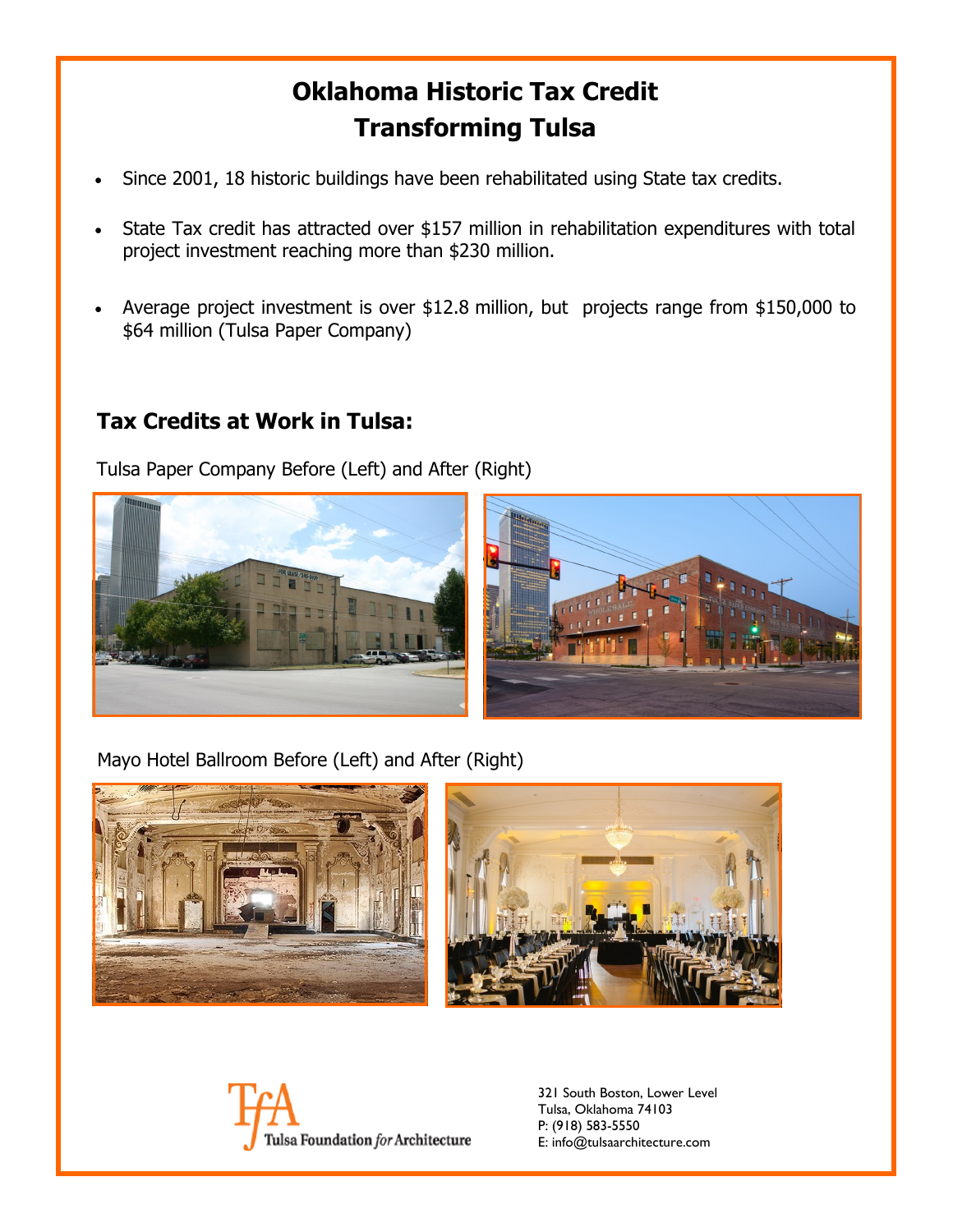# Oklahoma Historic Tax Credit
# Transforming Tulsa

- Since 2001, 18 historic buildings have been rehabilitated using State tax credits.
- State Tax credit has attracted over $157 million in rehabilitation expenditures with total project investment reaching more than $230 million.
- Average project investment is over $12.8 million, but projects range from $150,000 to $64 million (Tulsa Paper Company)

## Tax Credits at Work in Tulsa:

Tulsa Paper Company Before (Left) and After (Right)

Mayo Hotel Ballroom Before (Left) and After (Right)

Tulsa Foundation *for* Architecture

321 South Boston, Lower Level
Tulsa, Oklahoma 74103
P: (918) 583-5550
E: info@tulsaarchitecture.com